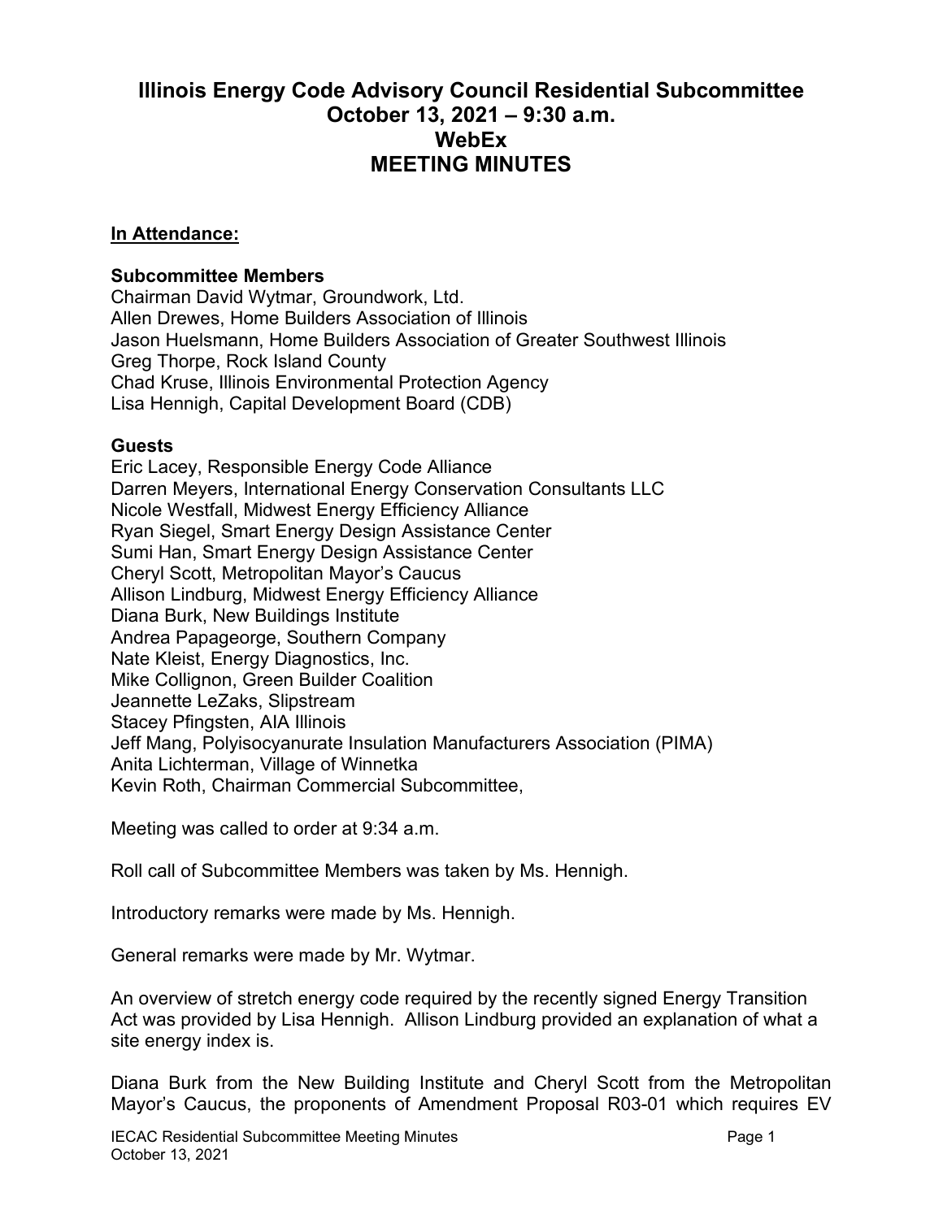# Illinois Energy Code Advisory Council Residential Subcommittee
# October 13, 2021 – 9:30 a.m.
# WebEx
# MEETING MINUTES

**In Attendance:**

**Subcommittee Members**
Chairman David Wytmar, Groundwork, Ltd.
Allen Drewes, Home Builders Association of Illinois
Jason Huelsmann, Home Builders Association of Greater Southwest Illinois
Greg Thorpe, Rock Island County
Chad Kruse, Illinois Environmental Protection Agency
Lisa Hennigh, Capital Development Board (CDB)

**Guests**
Eric Lacey, Responsible Energy Code Alliance
Darren Meyers, International Energy Conservation Consultants LLC
Nicole Westfall, Midwest Energy Efficiency Alliance
Ryan Siegel, Smart Energy Design Assistance Center
Sumi Han, Smart Energy Design Assistance Center
Cheryl Scott, Metropolitan Mayor's Caucus
Allison Lindburg, Midwest Energy Efficiency Alliance
Diana Burk, New Buildings Institute
Andrea Papageorge, Southern Company
Nate Kleist, Energy Diagnostics, Inc.
Mike Collignon, Green Builder Coalition
Jeannette LeZaks, Slipstream
Stacey Pfingsten, AIA Illinois
Jeff Mang, Polyisocyanurate Insulation Manufacturers Association (PIMA)
Anita Lichterman, Village of Winnetka
Kevin Roth, Chairman Commercial Subcommittee,

Meeting was called to order at 9:34 a.m.

Roll call of Subcommittee Members was taken by Ms. Hennigh.

Introductory remarks were made by Ms. Hennigh.

General remarks were made by Mr. Wytmar.

An overview of stretch energy code required by the recently signed Energy Transition Act was provided by Lisa Hennigh. Allison Lindburg provided an explanation of what a site energy index is.

Diana Burk from the New Building Institute and Cheryl Scott from the Metropolitan Mayor's Caucus, the proponents of Amendment Proposal R03-01 which requires EV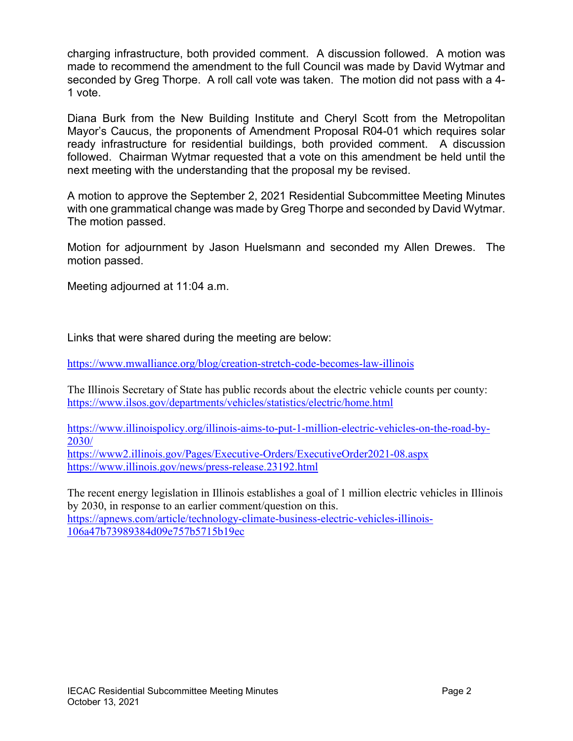charging infrastructure, both provided comment. A discussion followed. A motion was made to recommend the amendment to the full Council was made by David Wytmar and seconded by Greg Thorpe. A roll call vote was taken. The motion did not pass with a 4-1 vote.

Diana Burk from the New Building Institute and Cheryl Scott from the Metropolitan Mayor's Caucus, the proponents of Amendment Proposal R04-01 which requires solar ready infrastructure for residential buildings, both provided comment. A discussion followed. Chairman Wytmar requested that a vote on this amendment be held until the next meeting with the understanding that the proposal my be revised.

A motion to approve the September 2, 2021 Residential Subcommittee Meeting Minutes with one grammatical change was made by Greg Thorpe and seconded by David Wytmar. The motion passed.

Motion for adjournment by Jason Huelsmann and seconded my Allen Drewes. The motion passed.

Meeting adjourned at 11:04 a.m.

Links that were shared during the meeting are below:

https://www.mwalliance.org/blog/creation-stretch-code-becomes-law-illinois

The Illinois Secretary of State has public records about the electric vehicle counts per county: https://www.ilsos.gov/departments/vehicles/statistics/electric/home.html

https://www.illinoispolicy.org/illinois-aims-to-put-1-million-electric-vehicles-on-the-road-by-2030/
https://www2.illinois.gov/Pages/Executive-Orders/ExecutiveOrder2021-08.aspx
https://www.illinois.gov/news/press-release.23192.html

The recent energy legislation in Illinois establishes a goal of 1 million electric vehicles in Illinois by 2030, in response to an earlier comment/question on this.
https://apnews.com/article/technology-climate-business-electric-vehicles-illinois-106a47b73989384d09e757b5715b19ec